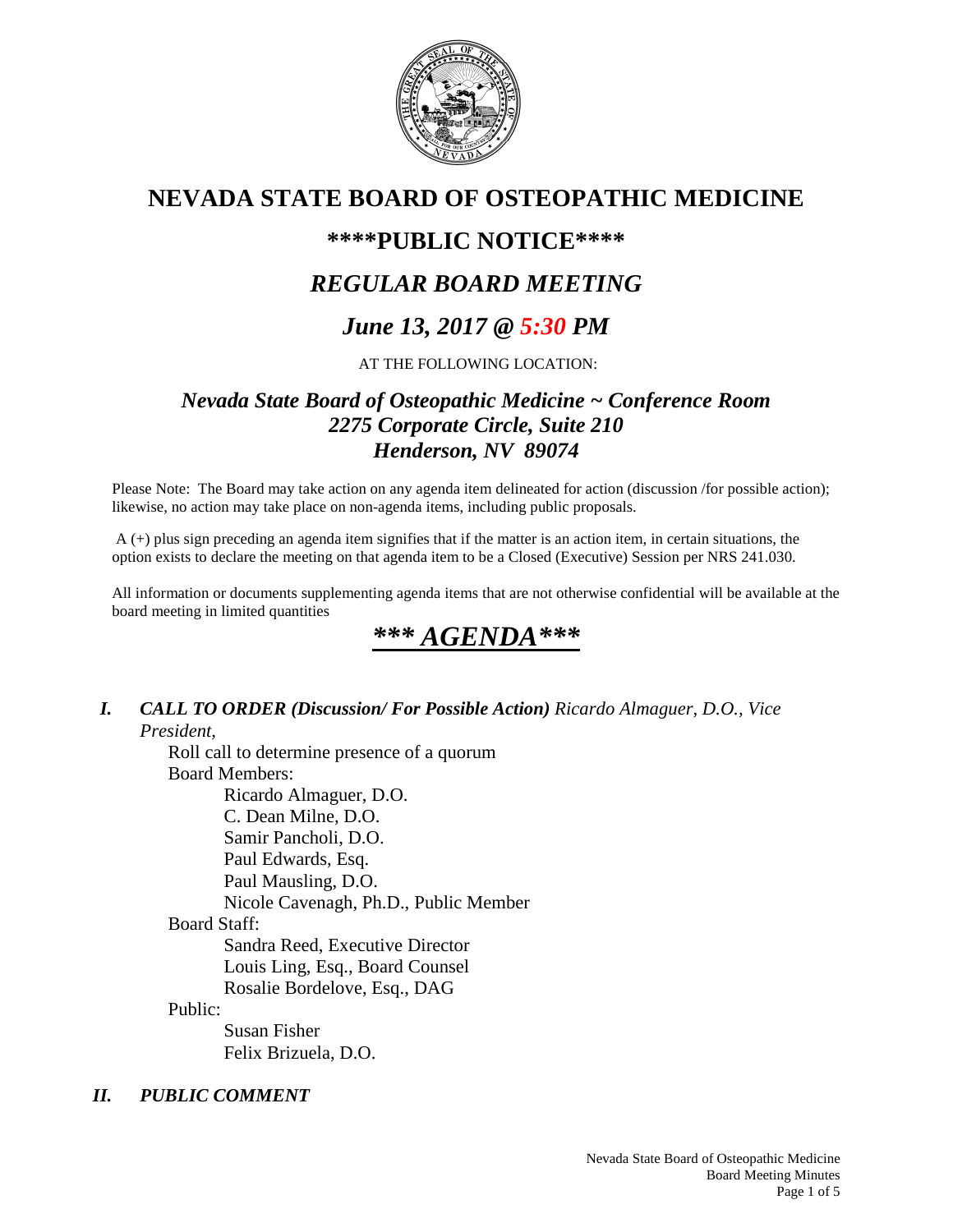# NEVADA STATE BOARD OF OSTEOPATHIC MEDICINE

## \*\*\*\*PUBLIC NOTICE\*\*\*\*

## *REGULAR BOARD MEETING*

## *June 13, 2017 @ 5:30 PM*

AT THE FOLLOWING LOCATION:

### *Nevada State Board of Osteopathic Medicine ~ Conference Room*
### *2275 Corporate Circle, Suite 210*
### *Henderson, NV 89074*

Please Note: The Board may take action on any agenda item delineated for action (discussion /for possible action); likewise, no action may take place on non-agenda items, including public proposals.

A (+) plus sign preceding an agenda item signifies that if the matter is an action item, in certain situations, the option exists to declare the meeting on that agenda item to be a Closed (Executive) Session per NRS 241.030.

All information or documents supplementing agenda items that are not otherwise confidential will be available at the board meeting in limited quantities

# *\*\*\* AGENDA\*\*\**

***I. CALL TO ORDER (Discussion/ For Possible Action)*** *Ricardo Almaguer, D.O., Vice President,*

Roll call to determine presence of a quorum

Board Members:

- Ricardo Almaguer, D.O.
- C. Dean Milne, D.O.
- Samir Pancholi, D.O.
- Paul Edwards, Esq.
- Paul Mausling, D.O.
- Nicole Cavenagh, Ph.D., Public Member

Board Staff:

- Sandra Reed, Executive Director
- Louis Ling, Esq., Board Counsel
- Rosalie Bordelove, Esq., DAG

Public:

- Susan Fisher
- Felix Brizuela, D.O.

***II. PUBLIC COMMENT***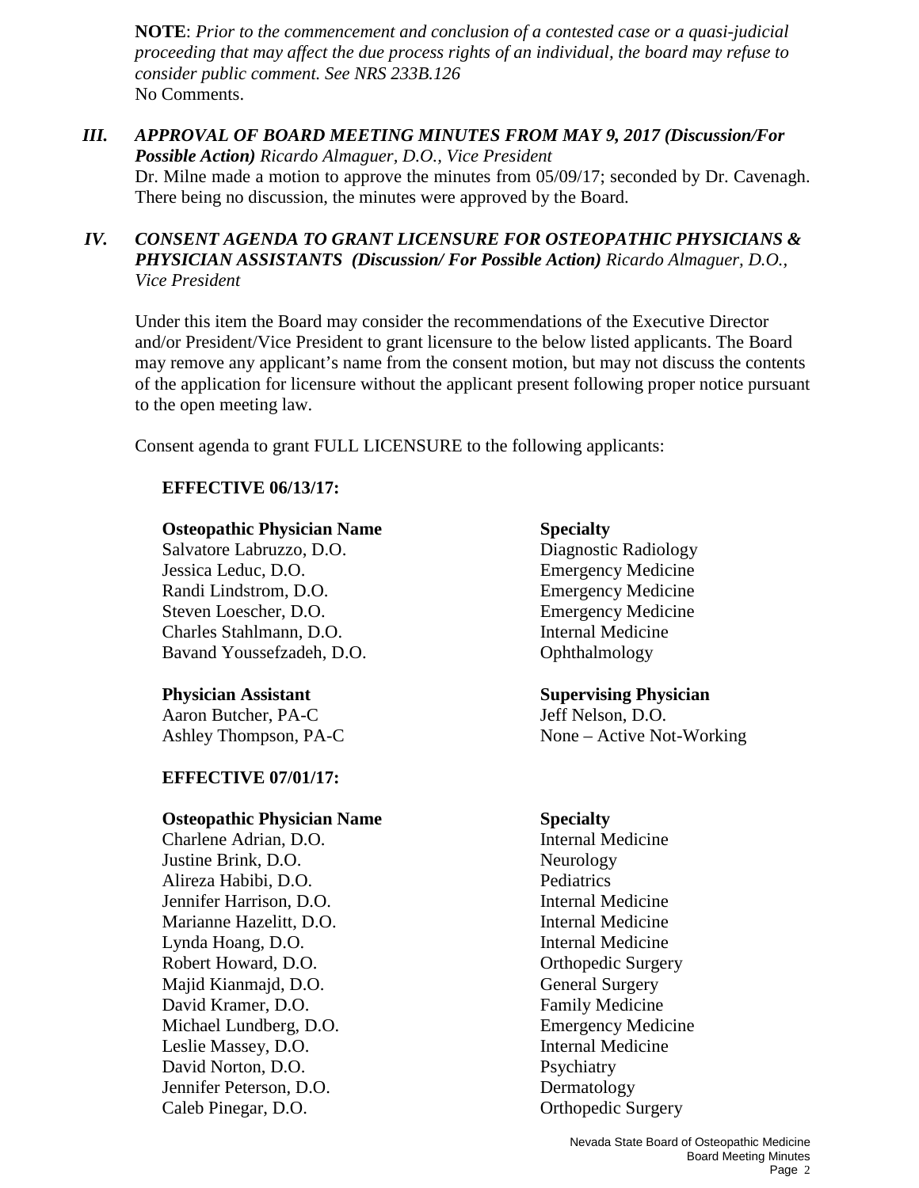**NOTE**: *Prior to the commencement and conclusion of a contested case or a quasi-judicial proceeding that may affect the due process rights of an individual, the board may refuse to consider public comment. See NRS 233B.126*
No Comments.

## *III. APPROVAL OF BOARD MEETING MINUTES FROM MAY 9, 2017 (Discussion/For Possible Action) Ricardo Almaguer, D.O., Vice President*

Dr. Milne made a motion to approve the minutes from 05/09/17; seconded by Dr. Cavenagh. There being no discussion, the minutes were approved by the Board.

## *IV. CONSENT AGENDA TO GRANT LICENSURE FOR OSTEOPATHIC PHYSICIANS & PHYSICIAN ASSISTANTS (Discussion/ For Possible Action) Ricardo Almaguer, D.O., Vice President*

Under this item the Board may consider the recommendations of the Executive Director and/or President/Vice President to grant licensure to the below listed applicants. The Board may remove any applicant's name from the consent motion, but may not discuss the contents of the application for licensure without the applicant present following proper notice pursuant to the open meeting law.

Consent agenda to grant FULL LICENSURE to the following applicants:

**EFFECTIVE 06/13/17:**

| Osteopathic Physician Name | Specialty |
|---|---|
| Salvatore Labruzzo, D.O. | Diagnostic Radiology |
| Jessica Leduc, D.O. | Emergency Medicine |
| Randi Lindstrom, D.O. | Emergency Medicine |
| Steven Loescher, D.O. | Emergency Medicine |
| Charles Stahlmann, D.O. | Internal Medicine |
| Bavand Youssefzadeh, D.O. | Ophthalmology |

| Physician Assistant | Supervising Physician |
|---|---|
| Aaron Butcher, PA-C | Jeff Nelson, D.O. |
| Ashley Thompson, PA-C | None – Active Not-Working |

**EFFECTIVE 07/01/17:**

| Osteopathic Physician Name | Specialty |
|---|---|
| Charlene Adrian, D.O. | Internal Medicine |
| Justine Brink, D.O. | Neurology |
| Alireza Habibi, D.O. | Pediatrics |
| Jennifer Harrison, D.O. | Internal Medicine |
| Marianne Hazelitt, D.O. | Internal Medicine |
| Lynda Hoang, D.O. | Internal Medicine |
| Robert Howard, D.O. | Orthopedic Surgery |
| Majid Kianmajd, D.O. | General Surgery |
| David Kramer, D.O. | Family Medicine |
| Michael Lundberg, D.O. | Emergency Medicine |
| Leslie Massey, D.O. | Internal Medicine |
| David Norton, D.O. | Psychiatry |
| Jennifer Peterson, D.O. | Dermatology |
| Caleb Pinegar, D.O. | Orthopedic Surgery |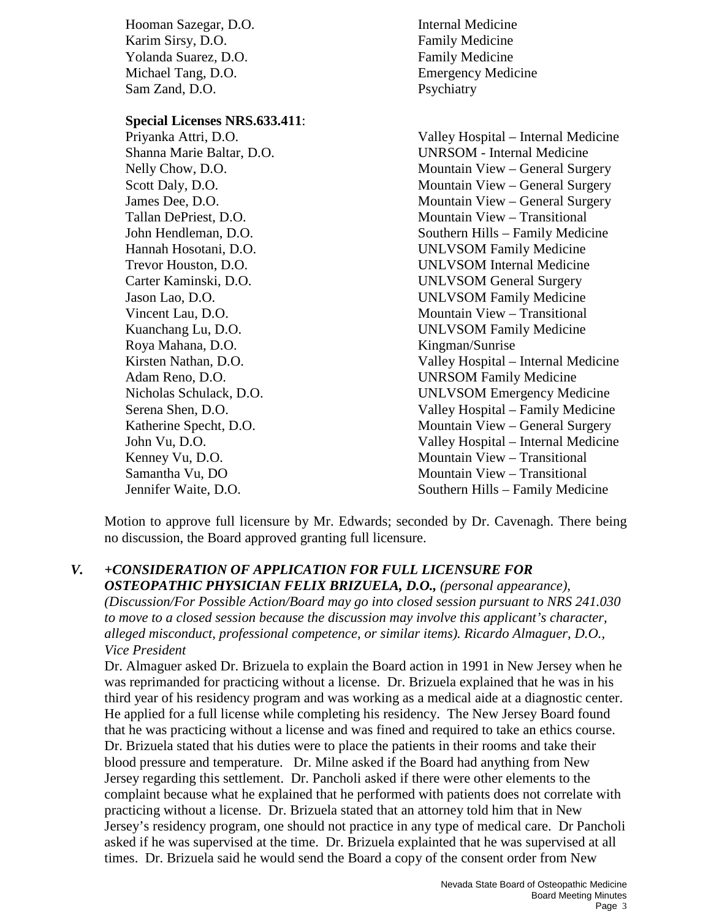| | |
|---|---|
| Hooman Sazegar, D.O. | Internal Medicine |
| Karim Sirsy, D.O. | Family Medicine |
| Yolanda Suarez, D.O. | Family Medicine |
| Michael Tang, D.O. | Emergency Medicine |
| Sam Zand, D.O. | Psychiatry |

**Special Licenses NRS.633.411**:

| | |
|---|---|
| Priyanka Attri, D.O. | Valley Hospital – Internal Medicine |
| Shanna Marie Baltar, D.O. | UNRSOM - Internal Medicine |
| Nelly Chow, D.O. | Mountain View – General Surgery |
| Scott Daly, D.O. | Mountain View – General Surgery |
| James Dee, D.O. | Mountain View – General Surgery |
| Tallan DePriest, D.O. | Mountain View – Transitional |
| John Hendleman, D.O. | Southern Hills – Family Medicine |
| Hannah Hosotani, D.O. | UNLVSOM Family Medicine |
| Trevor Houston, D.O. | UNLVSOM Internal Medicine |
| Carter Kaminski, D.O. | UNLVSOM General Surgery |
| Jason Lao, D.O. | UNLVSOM Family Medicine |
| Vincent Lau, D.O. | Mountain View – Transitional |
| Kuanchang Lu, D.O. | UNLVSOM Family Medicine |
| Roya Mahana, D.O. | Kingman/Sunrise |
| Kirsten Nathan, D.O. | Valley Hospital – Internal Medicine |
| Adam Reno, D.O. | UNRSOM Family Medicine |
| Nicholas Schulack, D.O. | UNLVSOM Emergency Medicine |
| Serena Shen, D.O. | Valley Hospital – Family Medicine |
| Katherine Specht, D.O. | Mountain View – General Surgery |
| John Vu, D.O. | Valley Hospital – Internal Medicine |
| Kenney Vu, D.O. | Mountain View – Transitional |
| Samantha Vu, DO | Mountain View – Transitional |
| Jennifer Waite, D.O. | Southern Hills – Family Medicine |

Motion to approve full licensure by Mr. Edwards; seconded by Dr. Cavenagh. There being no discussion, the Board approved granting full licensure.

## V. *+CONSIDERATION OF APPLICATION FOR FULL LICENSURE FOR OSTEOPATHIC PHYSICIAN FELIX BRIZUELA, D.O., (personal appearance), (Discussion/For Possible Action/Board may go into closed session pursuant to NRS 241.030 to move to a closed session because the discussion may involve this applicant's character, alleged misconduct, professional competence, or similar items). Ricardo Almaguer, D.O., Vice President*

Dr. Almaguer asked Dr. Brizuela to explain the Board action in 1991 in New Jersey when he was reprimanded for practicing without a license. Dr. Brizuela explained that he was in his third year of his residency program and was working as a medical aide at a diagnostic center. He applied for a full license while completing his residency. The New Jersey Board found that he was practicing without a license and was fined and required to take an ethics course. Dr. Brizuela stated that his duties were to place the patients in their rooms and take their blood pressure and temperature. Dr. Milne asked if the Board had anything from New Jersey regarding this settlement. Dr. Pancholi asked if there were other elements to the complaint because what he explained that he performed with patients does not correlate with practicing without a license. Dr. Brizuela stated that an attorney told him that in New Jersey's residency program, one should not practice in any type of medical care. Dr Pancholi asked if he was supervised at the time. Dr. Brizuela explainted that he was supervised at all times. Dr. Brizuela said he would send the Board a copy of the consent order from New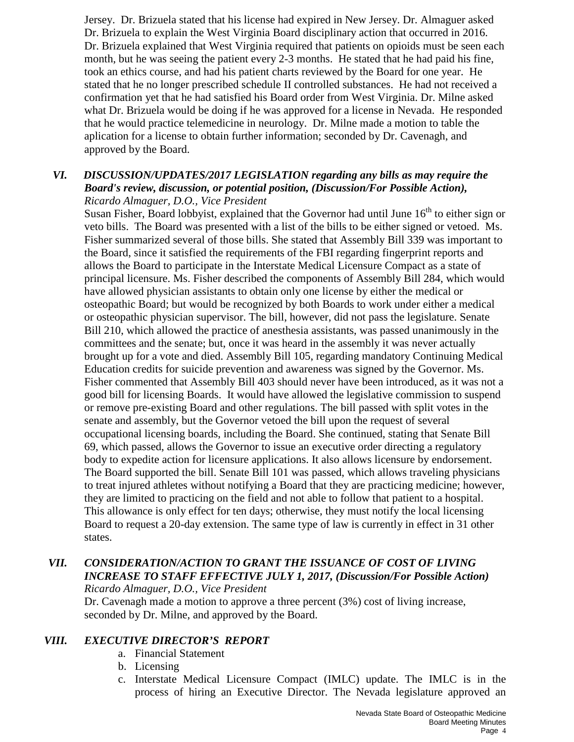Jersey. Dr. Brizuela stated that his license had expired in New Jersey. Dr. Almaguer asked Dr. Brizuela to explain the West Virginia Board disciplinary action that occurred in 2016. Dr. Brizuela explained that West Virginia required that patients on opioids must be seen each month, but he was seeing the patient every 2-3 months. He stated that he had paid his fine, took an ethics course, and had his patient charts reviewed by the Board for one year. He stated that he no longer prescribed schedule II controlled substances. He had not received a confirmation yet that he had satisfied his Board order from West Virginia. Dr. Milne asked what Dr. Brizuela would be doing if he was approved for a license in Nevada. He responded that he would practice telemedicine in neurology. Dr. Milne made a motion to table the aplication for a license to obtain further information; seconded by Dr. Cavenagh, and approved by the Board.

### VI. *DISCUSSION/UPDATES/2017 LEGISLATION regarding any bills as may require the Board's review, discussion, or potential position, (Discussion/For Possible Action),*

*Ricardo Almaguer, D.O., Vice President*

Susan Fisher, Board lobbyist, explained that the Governor had until June 16th to either sign or veto bills. The Board was presented with a list of the bills to be either signed or vetoed. Ms. Fisher summarized several of those bills. She stated that Assembly Bill 339 was important to the Board, since it satisfied the requirements of the FBI regarding fingerprint reports and allows the Board to participate in the Interstate Medical Licensure Compact as a state of principal licensure. Ms. Fisher described the components of Assembly Bill 284, which would have allowed physician assistants to obtain only one license by either the medical or osteopathic Board; but would be recognized by both Boards to work under either a medical or osteopathic physician supervisor. The bill, however, did not pass the legislature. Senate Bill 210, which allowed the practice of anesthesia assistants, was passed unanimously in the committees and the senate; but, once it was heard in the assembly it was never actually brought up for a vote and died. Assembly Bill 105, regarding mandatory Continuing Medical Education credits for suicide prevention and awareness was signed by the Governor. Ms. Fisher commented that Assembly Bill 403 should never have been introduced, as it was not a good bill for licensing Boards. It would have allowed the legislative commission to suspend or remove pre-existing Board and other regulations. The bill passed with split votes in the senate and assembly, but the Governor vetoed the bill upon the request of several occupational licensing boards, including the Board. She continued, stating that Senate Bill 69, which passed, allows the Governor to issue an executive order directing a regulatory body to expedite action for licensure applications. It also allows licensure by endorsement. The Board supported the bill. Senate Bill 101 was passed, which allows traveling physicians to treat injured athletes without notifying a Board that they are practicing medicine; however, they are limited to practicing on the field and not able to follow that patient to a hospital. This allowance is only effect for ten days; otherwise, they must notify the local licensing Board to request a 20-day extension. The same type of law is currently in effect in 31 other states.

### VII. *CONSIDERATION/ACTION TO GRANT THE ISSUANCE OF COST OF LIVING INCREASE TO STAFF EFFECTIVE JULY 1, 2017, (Discussion/For Possible Action)*

*Ricardo Almaguer, D.O., Vice President*

Dr. Cavenagh made a motion to approve a three percent (3%) cost of living increase, seconded by Dr. Milne, and approved by the Board.

### VIII. *EXECUTIVE DIRECTOR'S REPORT*

a. Financial Statement
b. Licensing
c. Interstate Medical Licensure Compact (IMLC) update. The IMLC is in the process of hiring an Executive Director. The Nevada legislature approved an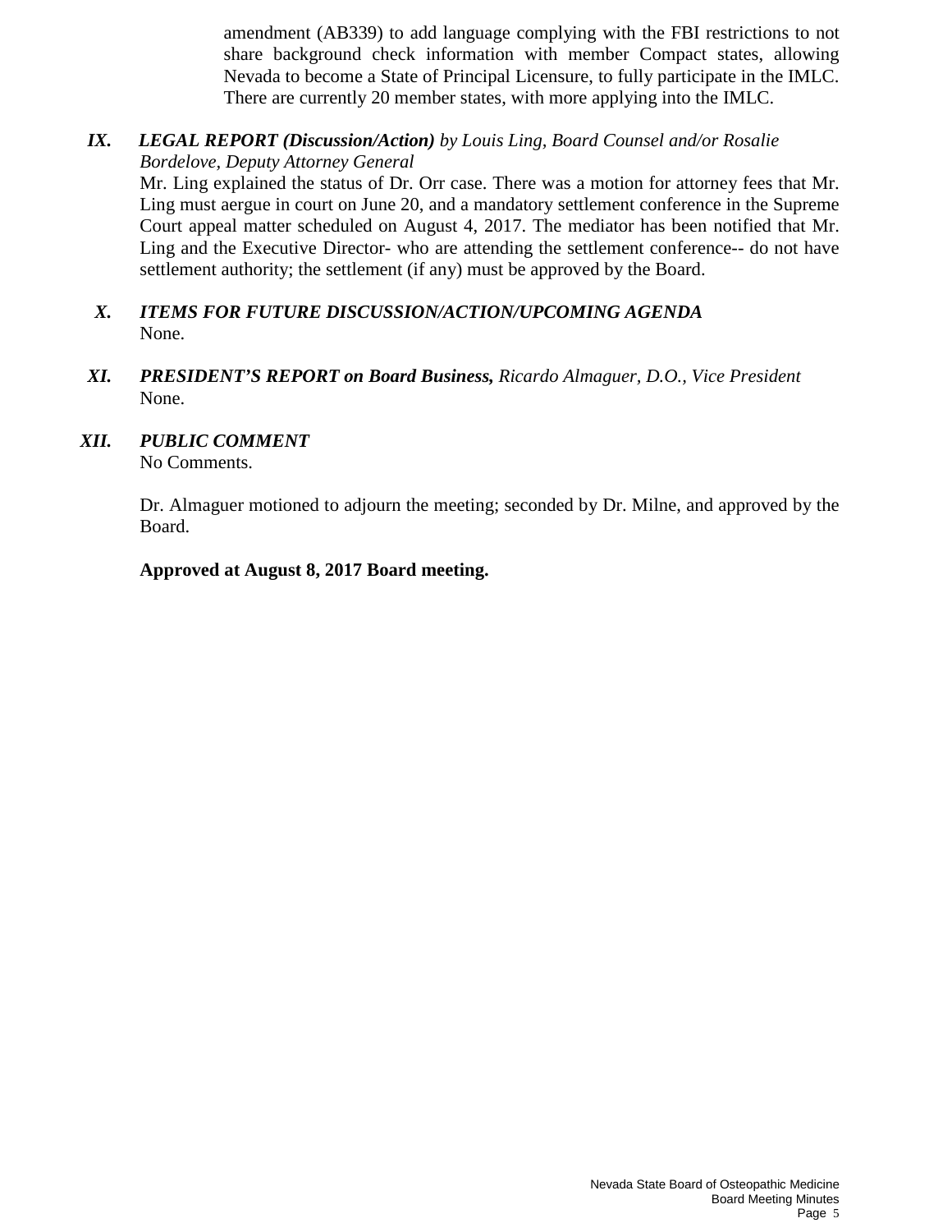amendment (AB339) to add language complying with the FBI restrictions to not share background check information with member Compact states, allowing Nevada to become a State of Principal Licensure, to fully participate in the IMLC. There are currently 20 member states, with more applying into the IMLC.

**IX. *LEGAL REPORT (Discussion/Action)*** *by Louis Ling, Board Counsel and/or Rosalie Bordelove, Deputy Attorney General*

Mr. Ling explained the status of Dr. Orr case. There was a motion for attorney fees that Mr. Ling must aergue in court on June 20, and a mandatory settlement conference in the Supreme Court appeal matter scheduled on August 4, 2017. The mediator has been notified that Mr. Ling and the Executive Director- who are attending the settlement conference-- do not have settlement authority; the settlement (if any) must be approved by the Board.

**X. *ITEMS FOR FUTURE DISCUSSION/ACTION/UPCOMING AGENDA***

None.

**XI. *PRESIDENT'S REPORT on Board Business,*** *Ricardo Almaguer, D.O., Vice President*

None.

**XII. *PUBLIC COMMENT***

No Comments.

Dr. Almaguer motioned to adjourn the meeting; seconded by Dr. Milne, and approved by the Board.

**Approved at August 8, 2017 Board meeting.**